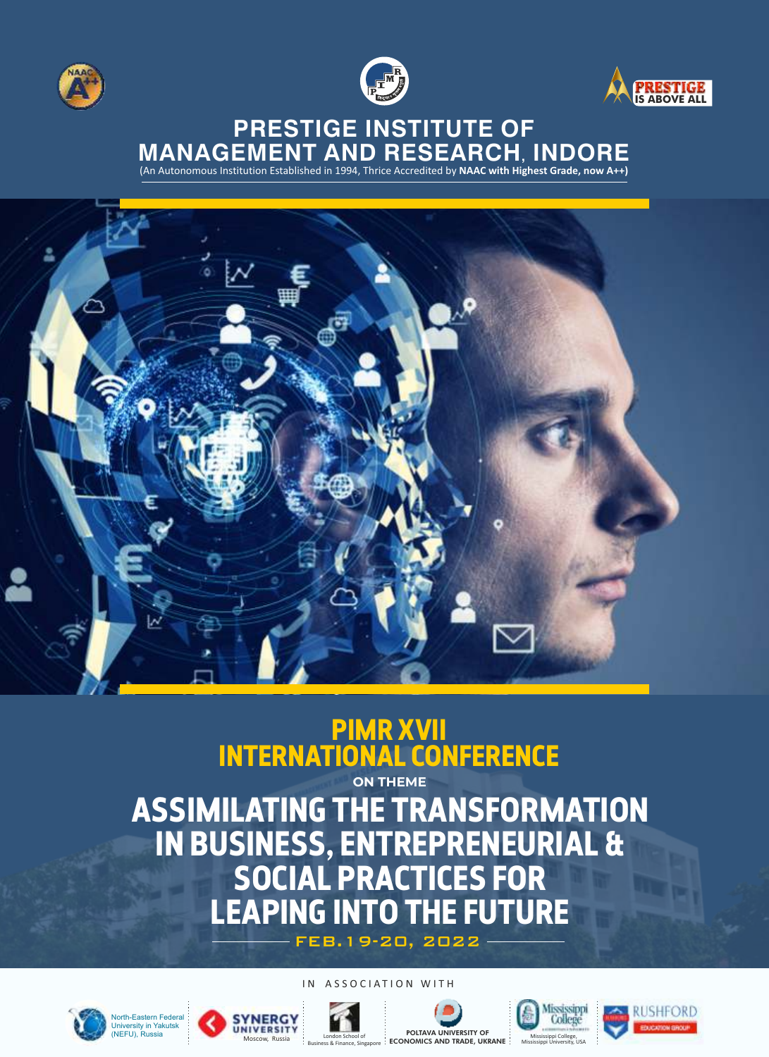# PRESTIGE INSTITUTE OF MANAGEMENT AND RESEARCH, INDORE

(An Autonomous Institution Established in 1994, Thrice Accredited by **NAAC with Highest Grade, now A++)**

## PIMR XVII INTERNATIONAL CONFERENCE

**ON THEME**

# ASSIMILATING THE TRANSFORMATION IN BUSINESS, ENTREPRENEURIAL & SOCIAL PRACTICES FOR LEAPING INTO THE FUTURE

**FEB. 19-20, 2022**

IN ASSOCIATION WITH

North-Eastern Federal University in Yakutsk (NEFU), Russia

SYNERGY UNIVERSITY Moscow, Russia

London School of Business & Finance, Singapore

POLTAVA UNIVERSITY OF ECONOMICS AND TRADE, UKRANE

Mississippi College, Mississippi University, USA

RUSHFORD EDUCATION GROUP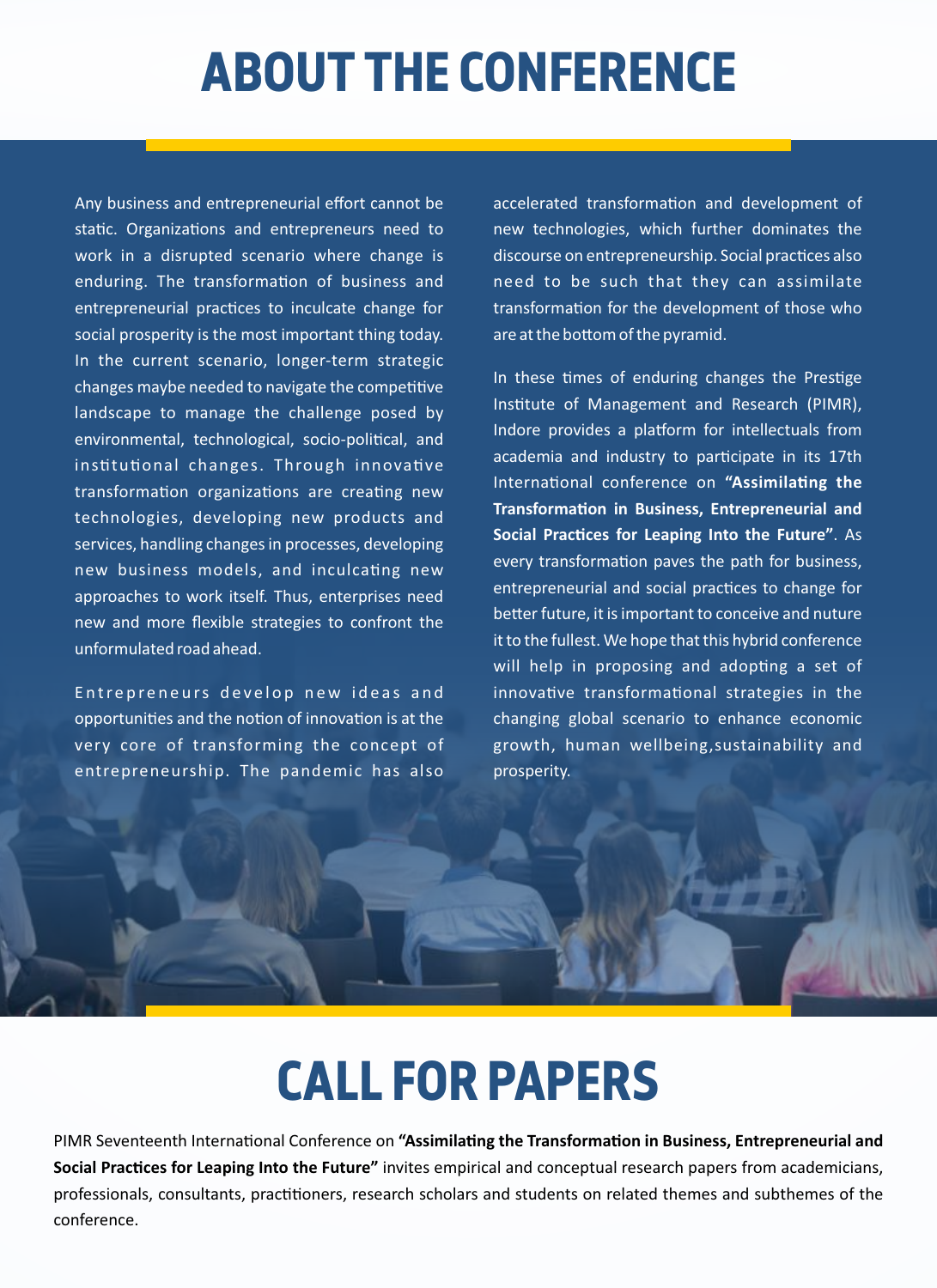# ABOUT THE CONFERENCE

Any business and entrepreneurial effort cannot be static. Organizations and entrepreneurs need to work in a disrupted scenario where change is enduring. The transformation of business and entrepreneurial practices to inculcate change for social prosperity is the most important thing today. In the current scenario, longer-term strategic changes maybe needed to navigate the competitive landscape to manage the challenge posed by environmental, technological, socio-political, and institutional changes. Through innovative transformation organizations are creating new technologies, developing new products and services, handling changes in processes, developing new business models, and inculcating new approaches to work itself. Thus, enterprises need new and more flexible strategies to confront the unformulated road ahead.

Entrepreneurs develop new ideas and opportunities and the notion of innovation is at the very core of transforming the concept of entrepreneurship. The pandemic has also accelerated transformation and development of new technologies, which further dominates the discourse on entrepreneurship. Social practices also need to be such that they can assimilate transformation for the development of those who are at the bottom of the pyramid.

In these times of enduring changes the Prestige Institute of Management and Research (PIMR), Indore provides a platform for intellectuals from academia and industry to participate in its 17th International conference on **"Assimilating the Transformation in Business, Entrepreneurial and Social Practices for Leaping Into the Future"**. As every transformation paves the path for business, entrepreneurial and social practices to change for better future, it is important to conceive and nuture it to the fullest. We hope that this hybrid conference will help in proposing and adopting a set of innovative transformational strategies in the changing global scenario to enhance economic growth, human wellbeing,sustainability and prosperity.

# CALL FOR PAPERS

PIMR Seventeenth International Conference on **"Assimilating the Transformation in Business, Entrepreneurial and Social Practices for Leaping Into the Future"** invites empirical and conceptual research papers from academicians, professionals, consultants, practitioners, research scholars and students on related themes and subthemes of the conference.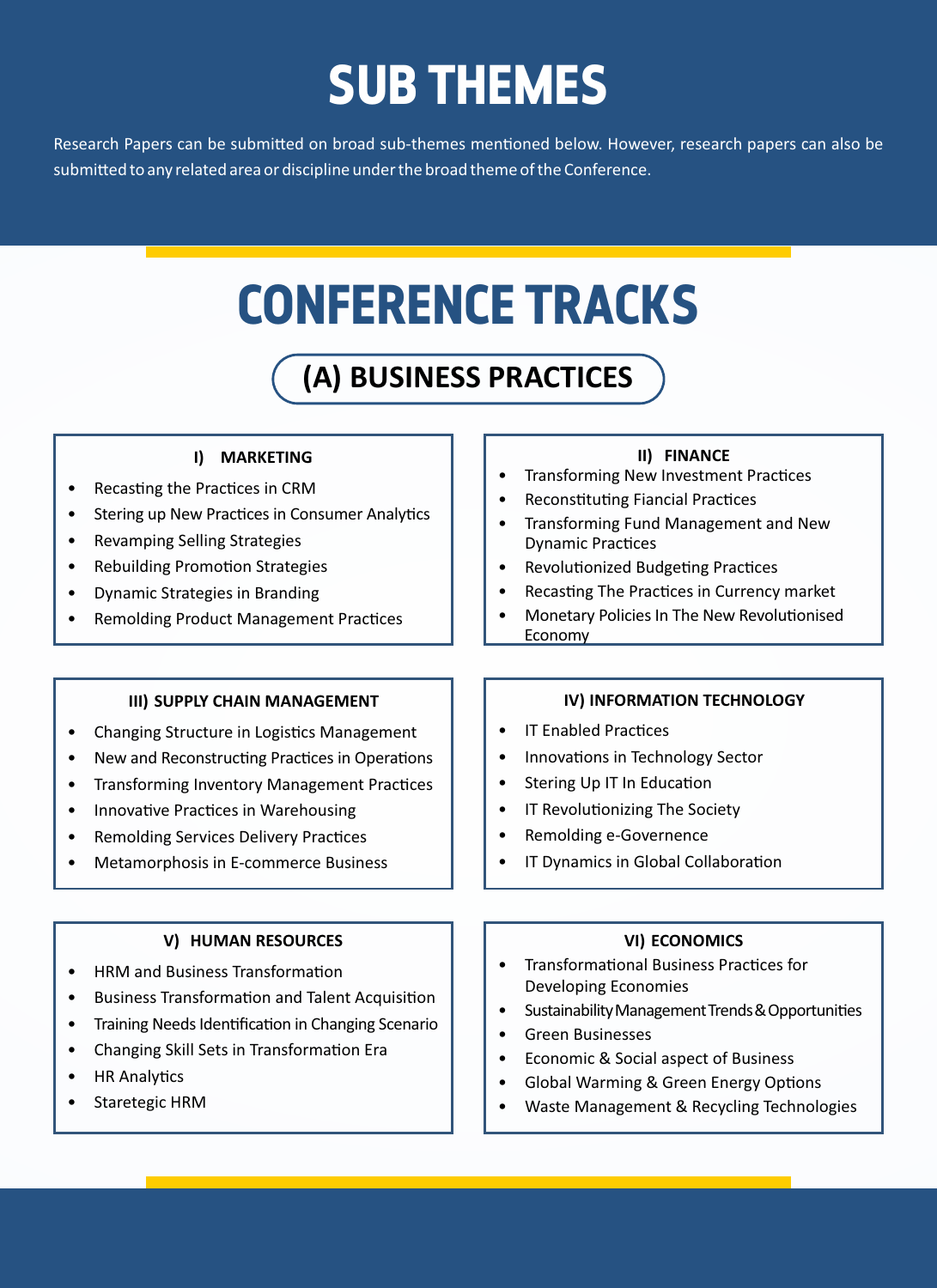# SUB THEMES

Research Papers can be submitted on broad sub-themes mentioned below. However, research papers can also be submitted to any related area or discipline under the broad theme of the Conference.

# CONFERENCE TRACKS

## (A) BUSINESS PRACTICES

### I) MARKETING

- Recasting the Practices in CRM
- Stering up New Practices in Consumer Analytics
- Revamping Selling Strategies
- Rebuilding Promotion Strategies
- Dynamic Strategies in Branding
- Remolding Product Management Practices

### II) FINANCE

- Transforming New Investment Practices
- Reconstituting Fiancial Practices
- Transforming Fund Management and New Dynamic Practices
- Revolutionized Budgeting Practices
- Recasting The Practices in Currency market
- Monetary Policies In The New Revolutionised Economy

### III) SUPPLY CHAIN MANAGEMENT

- Changing Structure in Logistics Management
- New and Reconstructing Practices in Operations
- Transforming Inventory Management Practices
- Innovative Practices in Warehousing
- Remolding Services Delivery Practices
- Metamorphosis in E-commerce Business

### IV) INFORMATION TECHNOLOGY

- IT Enabled Practices
- Innovations in Technology Sector
- Stering Up IT In Education
- IT Revolutionizing The Society
- Remolding e-Governence
- IT Dynamics in Global Collaboration

### V) HUMAN RESOURCES

- HRM and Business Transformation
- Business Transformation and Talent Acquisition
- Training Needs Identification in Changing Scenario
- Changing Skill Sets in Transformation Era
- HR Analytics
- Staretegic HRM

### VI) ECONOMICS

- Transformational Business Practices for Developing Economies
- Sustainability Management Trends & Opportunities
- Green Businesses
- Economic & Social aspect of Business
- Global Warming & Green Energy Options
- Waste Management & Recycling Technologies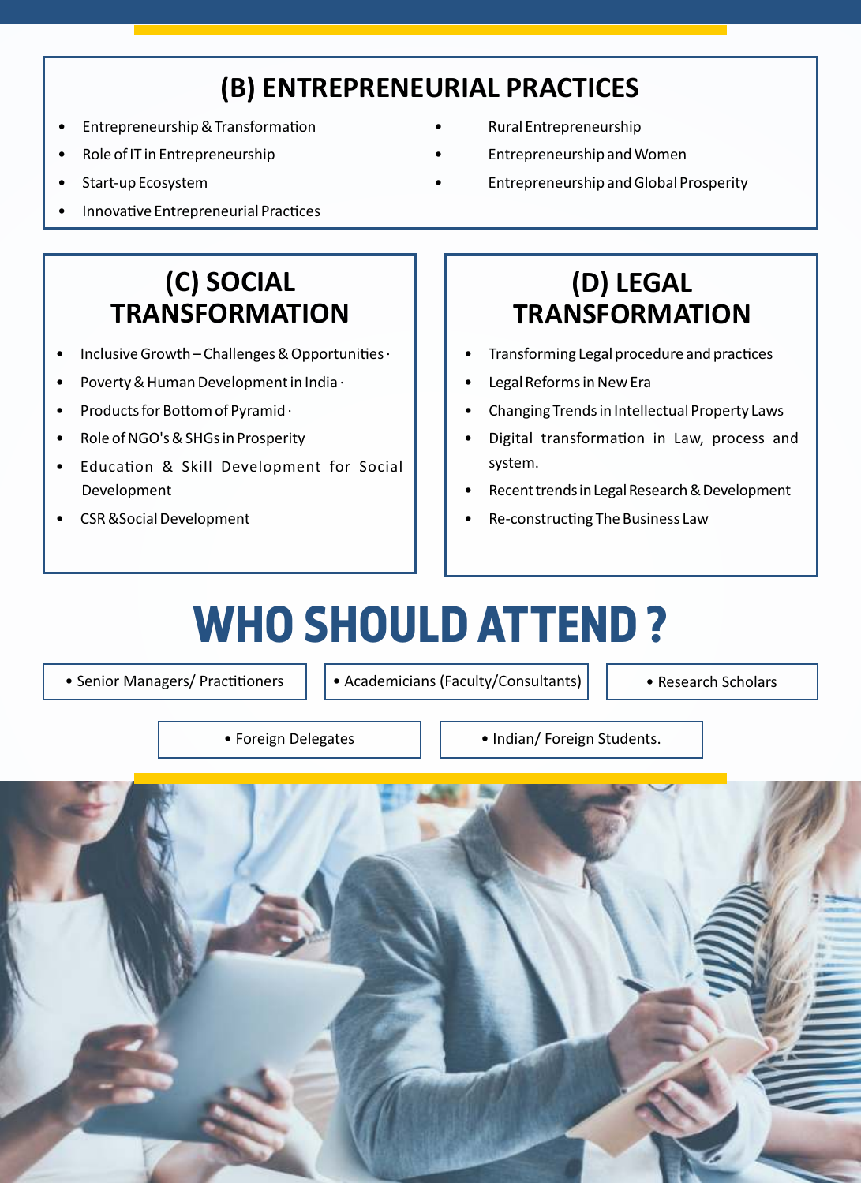## (B) ENTREPRENEURIAL PRACTICES

- Entrepreneurship & Transformation
- Role of IT in Entrepreneurship
- Start-up Ecosystem
- Innovative Entrepreneurial Practices
- Rural Entrepreneurship
- Entrepreneurship and Women
- Entrepreneurship and Global Prosperity

## (C) SOCIAL TRANSFORMATION

- Inclusive Growth – Challenges & Opportunities ·
- Poverty & Human Development in India ·
- Products for Bottom of Pyramid ·
- Role of NGO's & SHGs in Prosperity
- Education & Skill Development for Social Development
- CSR &Social Development

## (D) LEGAL TRANSFORMATION

- Transforming Legal procedure and practices
- Legal Reforms in New Era
- Changing Trends in Intellectual Property Laws
- Digital transformation in Law, process and system.
- Recent trends in Legal Research & Development
- Re-constructing The Business Law

# WHO SHOULD ATTEND ?

- Senior Managers/ Practitioners
- Academicians (Faculty/Consultants)
- Research Scholars
- Foreign Delegates
- Indian/ Foreign Students.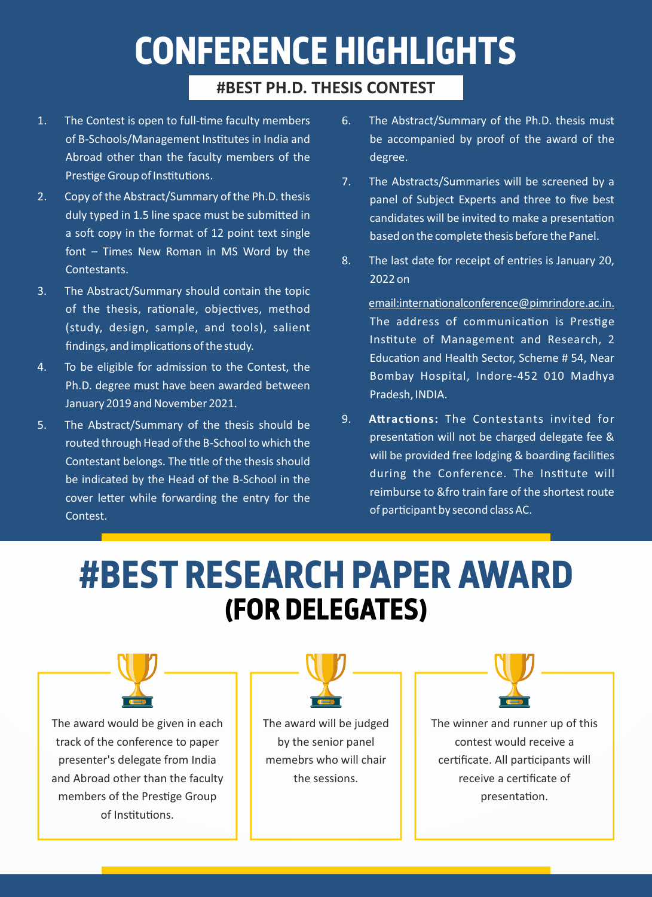# CONFERENCE HIGHLIGHTS

## #BEST PH.D. THESIS CONTEST

1. The Contest is open to full-time faculty members of B-Schools/Management Institutes in India and Abroad other than the faculty members of the Prestige Group of Institutions.
2. Copy of the Abstract/Summary of the Ph.D. thesis duly typed in 1.5 line space must be submitted in a soft copy in the format of 12 point text single font – Times New Roman in MS Word by the Contestants.
3. The Abstract/Summary should contain the topic of the thesis, rationale, objectives, method (study, design, sample, and tools), salient findings, and implications of the study.
4. To be eligible for admission to the Contest, the Ph.D. degree must have been awarded between January 2019 and November 2021.
5. The Abstract/Summary of the thesis should be routed through Head of the B-School to which the Contestant belongs. The title of the thesis should be indicated by the Head of the B-School in the cover letter while forwarding the entry for the Contest.
6. The Abstract/Summary of the Ph.D. thesis must be accompanied by proof of the award of the degree.
7. The Abstracts/Summaries will be screened by a panel of Subject Experts and three to five best candidates will be invited to make a presentation based on the complete thesis before the Panel.
8. The last date for receipt of entries is January 20, 2022 on

   email:internationalconference@pimrindore.ac.in. The address of communication is Prestige Institute of Management and Research, 2 Education and Health Sector, Scheme # 54, Near Bombay Hospital, Indore-452 010 Madhya Pradesh, INDIA.
9. **Attractions:** The Contestants invited for presentation will not be charged delegate fee & will be provided free lodging & boarding facilities during the Conference. The Institute will reimburse to &fro train fare of the shortest route of participant by second class AC.

# #BEST RESEARCH PAPER AWARD

## (FOR DELEGATES)

The award would be given in each track of the conference to paper presenter's delegate from India and Abroad other than the faculty members of the Prestige Group of Institutions.

The award will be judged by the senior panel memebrs who will chair the sessions.

The winner and runner up of this contest would receive a certificate. All participants will receive a certificate of presentation.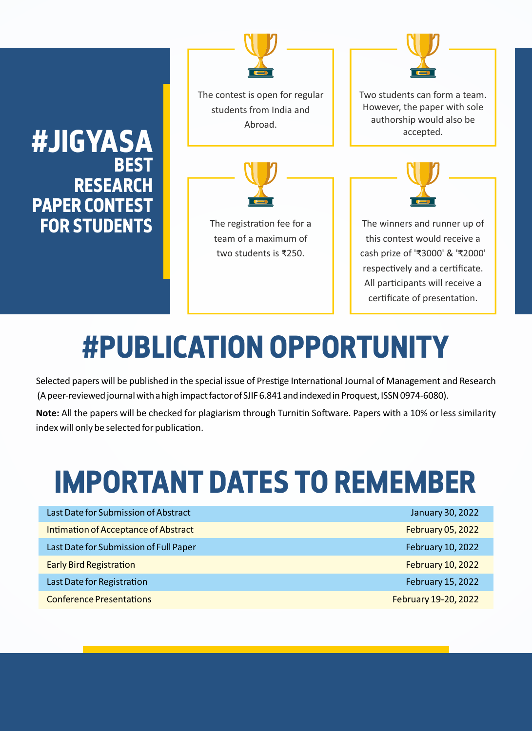# #JIGYASA BEST RESEARCH PAPER CONTEST FOR STUDENTS

The contest is open for regular students from India and Abroad.

Two students can form a team. However, the paper with sole authorship would also be accepted.

The registration fee for a team of a maximum of two students is ₹250.

The winners and runner up of this contest would receive a cash prize of '₹3000' & '₹2000' respectively and a certificate. All participants will receive a certificate of presentation.

# #PUBLICATION OPPORTUNITY

Selected papers will be published in the special issue of Prestige International Journal of Management and Research (A peer-reviewed journal with a high impact factor of SJIF 6.841 and indexed in Proquest, ISSN 0974-6080).

**Note:** All the papers will be checked for plagiarism through Turnitin Software. Papers with a 10% or less similarity index will only be selected for publication.

# IMPORTANT DATES TO REMEMBER

| Event | Date |
|---|---|
| Last Date for Submission of Abstract | January 30, 2022 |
| Intimation of Acceptance of Abstract | February 05, 2022 |
| Last Date for Submission of Full Paper | February 10, 2022 |
| Early Bird Registration | February 10, 2022 |
| Last Date for Registration | February 15, 2022 |
| Conference Presentations | February 19-20, 2022 |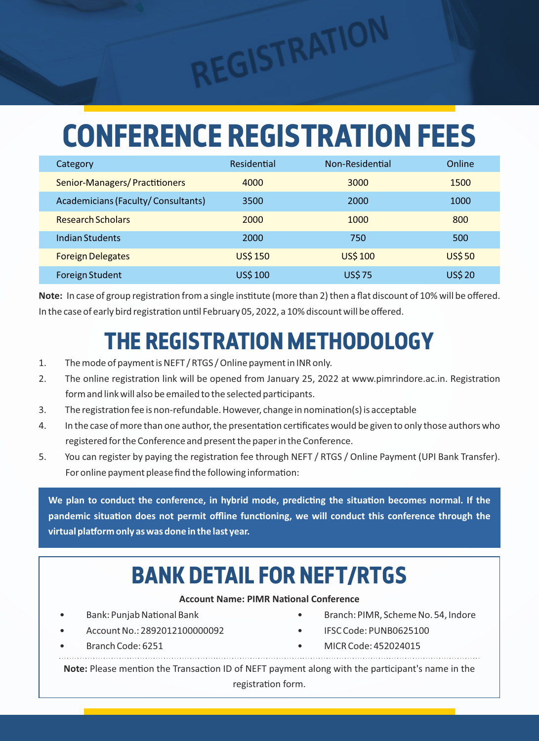# CONFERENCE REGISTRATION FEES

| Category | Residential | Non-Residential | Online |
|---|---|---|---|
| Senior-Managers/ Practitioners | 4000 | 3000 | 1500 |
| Academicians (Faculty/ Consultants) | 3500 | 2000 | 1000 |
| Research Scholars | 2000 | 1000 | 800 |
| Indian Students | 2000 | 750 | 500 |
| Foreign Delegates | US$ 150 | US$ 100 | US$ 50 |
| Foreign Student | US$ 100 | US$ 75 | US$ 20 |

**Note:** In case of group registration from a single institute (more than 2) then a flat discount of 10% will be offered. In the case of early bird registration until February 05, 2022, a 10% discount will be offered.

# THE REGISTRATION METHODOLOGY

1. The mode of payment is NEFT / RTGS / Online payment in INR only.
2. The online registration link will be opened from January 25, 2022 at www.pimrindore.ac.in. Registration form and link will also be emailed to the selected participants.
3. The registration fee is non-refundable. However, change in nomination(s) is acceptable
4. In the case of more than one author, the presentation certificates would be given to only those authors who registered for the Conference and present the paper in the Conference.
5. You can register by paying the registration fee through NEFT / RTGS / Online Payment (UPI Bank Transfer). For online payment please find the following information:

**We plan to conduct the conference, in hybrid mode, predicting the situation becomes normal. If the pandemic situation does not permit offline functioning, we will conduct this conference through the virtual platform only as was done in the last year.**

# BANK DETAIL FOR NEFT/RTGS

**Account Name: PIMR National Conference**

- Bank: Punjab National Bank
- Account No.: 2892012100000092
- Branch Code: 6251
- Branch: PIMR, Scheme No. 54, Indore
- IFSC Code: PUNB0625100
- MICR Code: 452024015

**Note:** Please mention the Transaction ID of NEFT payment along with the participant's name in the registration form.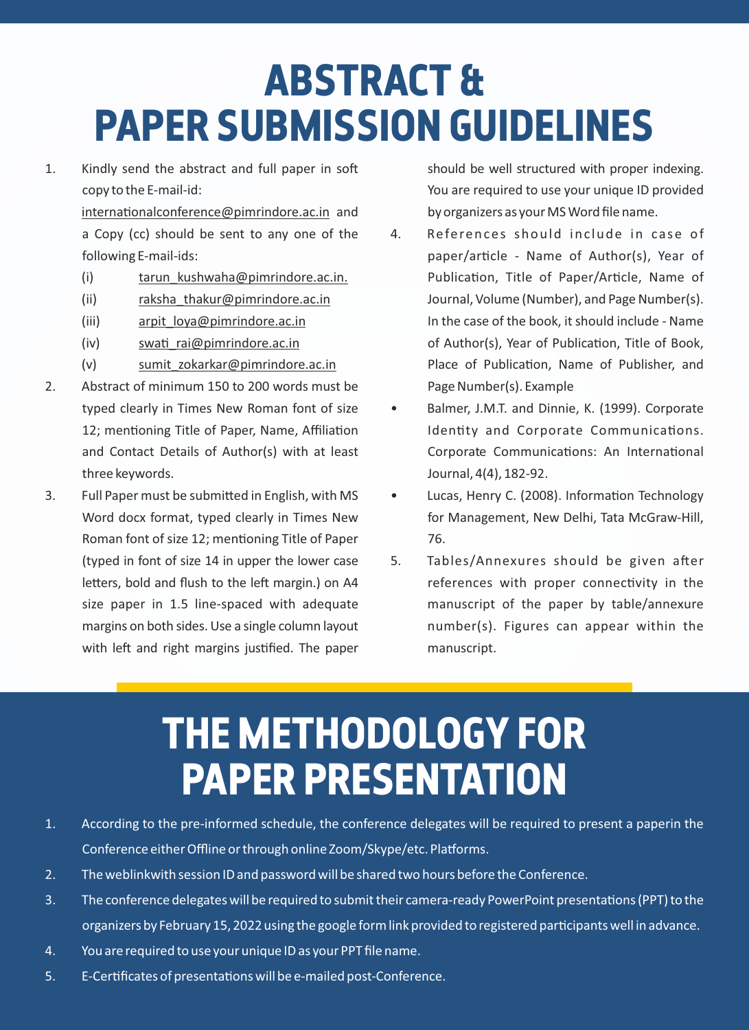# ABSTRACT & PAPER SUBMISSION GUIDELINES

1. Kindly send the abstract and full paper in soft copy to the E-mail-id: internationalconference@pimrindore.ac.in and a Copy (cc) should be sent to any one of the following E-mail-ids:
   - (i) tarun_kushwaha@pimrindore.ac.in.
   - (ii) raksha_thakur@pimrindore.ac.in
   - (iii) arpit_loya@pimrindore.ac.in
   - (iv) swati_rai@pimrindore.ac.in
   - (v) sumit_zokarkar@pimrindore.ac.in
2. Abstract of minimum 150 to 200 words must be typed clearly in Times New Roman font of size 12; mentioning Title of Paper, Name, Affiliation and Contact Details of Author(s) with at least three keywords.
3. Full Paper must be submitted in English, with MS Word docx format, typed clearly in Times New Roman font of size 12; mentioning Title of Paper (typed in font of size 14 in upper the lower case letters, bold and flush to the left margin.) on A4 size paper in 1.5 line-spaced with adequate margins on both sides. Use a single column layout with left and right margins justified. The paper should be well structured with proper indexing. You are required to use your unique ID provided by organizers as your MS Word file name.
4. References should include in case of paper/article - Name of Author(s), Year of Publication, Title of Paper/Article, Name of Journal, Volume (Number), and Page Number(s). In the case of the book, it should include - Name of Author(s), Year of Publication, Title of Book, Place of Publication, Name of Publisher, and Page Number(s). Example
   - Balmer, J.M.T. and Dinnie, K. (1999). Corporate Identity and Corporate Communications. Corporate Communications: An International Journal, 4(4), 182-92.
   - Lucas, Henry C. (2008). Information Technology for Management, New Delhi, Tata McGraw-Hill, 76.
5. Tables/Annexures should be given after references with proper connectivity in the manuscript of the paper by table/annexure number(s). Figures can appear within the manuscript.

# THE METHODOLOGY FOR PAPER PRESENTATION

1. According to the pre-informed schedule, the conference delegates will be required to present a paperin the Conference either Offline or through online Zoom/Skype/etc. Platforms.
2. The weblinkwith session ID and password will be shared two hours before the Conference.
3. The conference delegates will be required to submit their camera-ready PowerPoint presentations (PPT) to the organizers by February 15, 2022 using the google form link provided to registered participants well in advance.
4. You are required to use your unique ID as your PPT file name.
5. E-Certificates of presentations will be e-mailed post-Conference.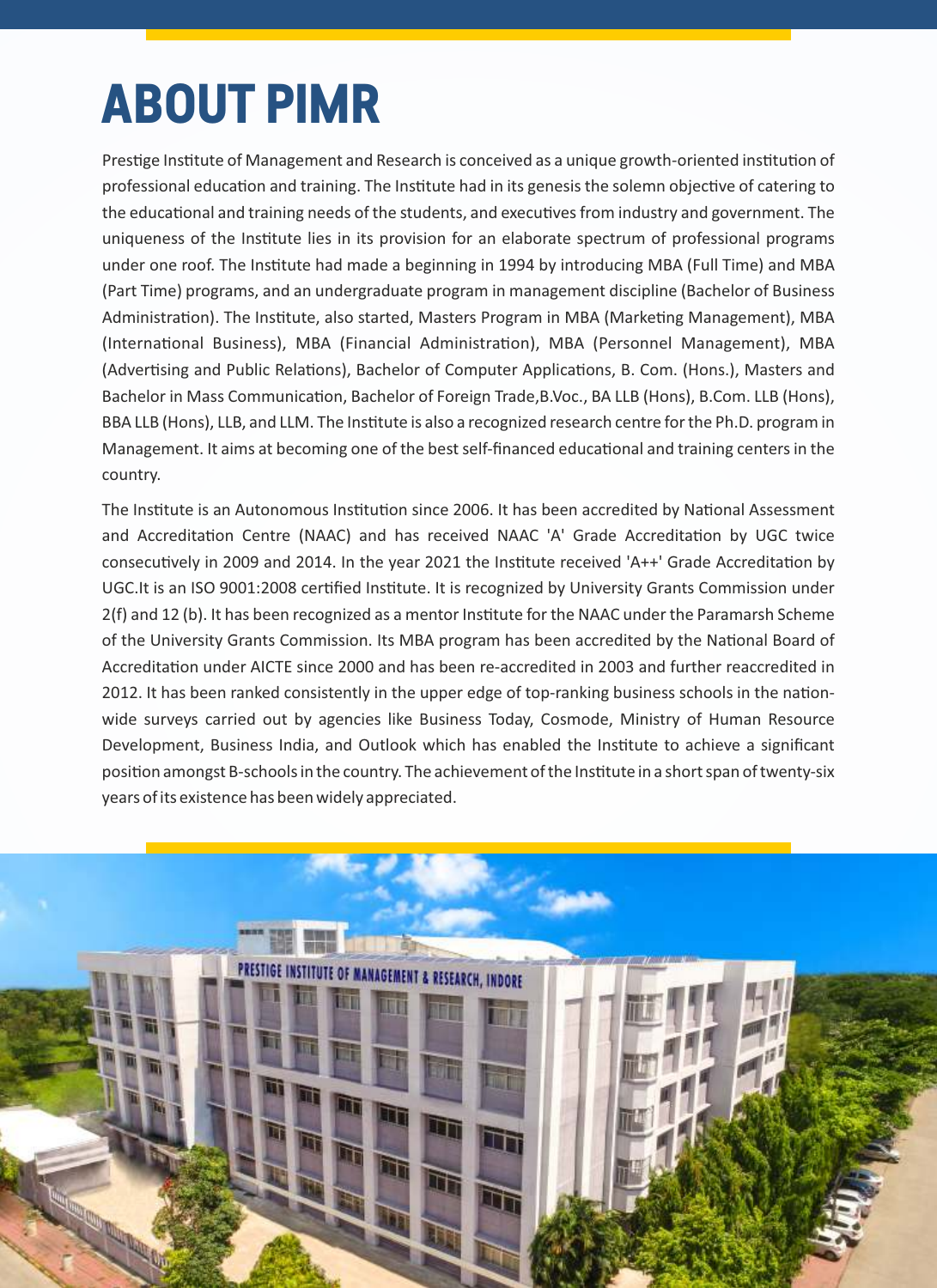# ABOUT PIMR

Prestige Institute of Management and Research is conceived as a unique growth-oriented institution of professional education and training. The Institute had in its genesis the solemn objective of catering to the educational and training needs of the students, and executives from industry and government. The uniqueness of the Institute lies in its provision for an elaborate spectrum of professional programs under one roof. The Institute had made a beginning in 1994 by introducing MBA (Full Time) and MBA (Part Time) programs, and an undergraduate program in management discipline (Bachelor of Business Administration). The Institute, also started, Masters Program in MBA (Marketing Management), MBA (International Business), MBA (Financial Administration), MBA (Personnel Management), MBA (Advertising and Public Relations), Bachelor of Computer Applications, B. Com. (Hons.), Masters and Bachelor in Mass Communication, Bachelor of Foreign Trade,B.Voc., BA LLB (Hons), B.Com. LLB (Hons), BBA LLB (Hons), LLB, and LLM. The Institute is also a recognized research centre for the Ph.D. program in Management. It aims at becoming one of the best self-financed educational and training centers in the country.

The Institute is an Autonomous Institution since 2006. It has been accredited by National Assessment and Accreditation Centre (NAAC) and has received NAAC 'A' Grade Accreditation by UGC twice consecutively in 2009 and 2014. In the year 2021 the Institute received 'A++' Grade Accreditation by UGC.It is an ISO 9001:2008 certified Institute. It is recognized by University Grants Commission under 2(f) and 12 (b). It has been recognized as a mentor Institute for the NAAC under the Paramarsh Scheme of the University Grants Commission. Its MBA program has been accredited by the National Board of Accreditation under AICTE since 2000 and has been re-accredited in 2003 and further reaccredited in 2012. It has been ranked consistently in the upper edge of top-ranking business schools in the nation-wide surveys carried out by agencies like Business Today, Cosmode, Ministry of Human Resource Development, Business India, and Outlook which has enabled the Institute to achieve a significant position amongst B-schools in the country. The achievement of the Institute in a short span of twenty-six years of its existence has been widely appreciated.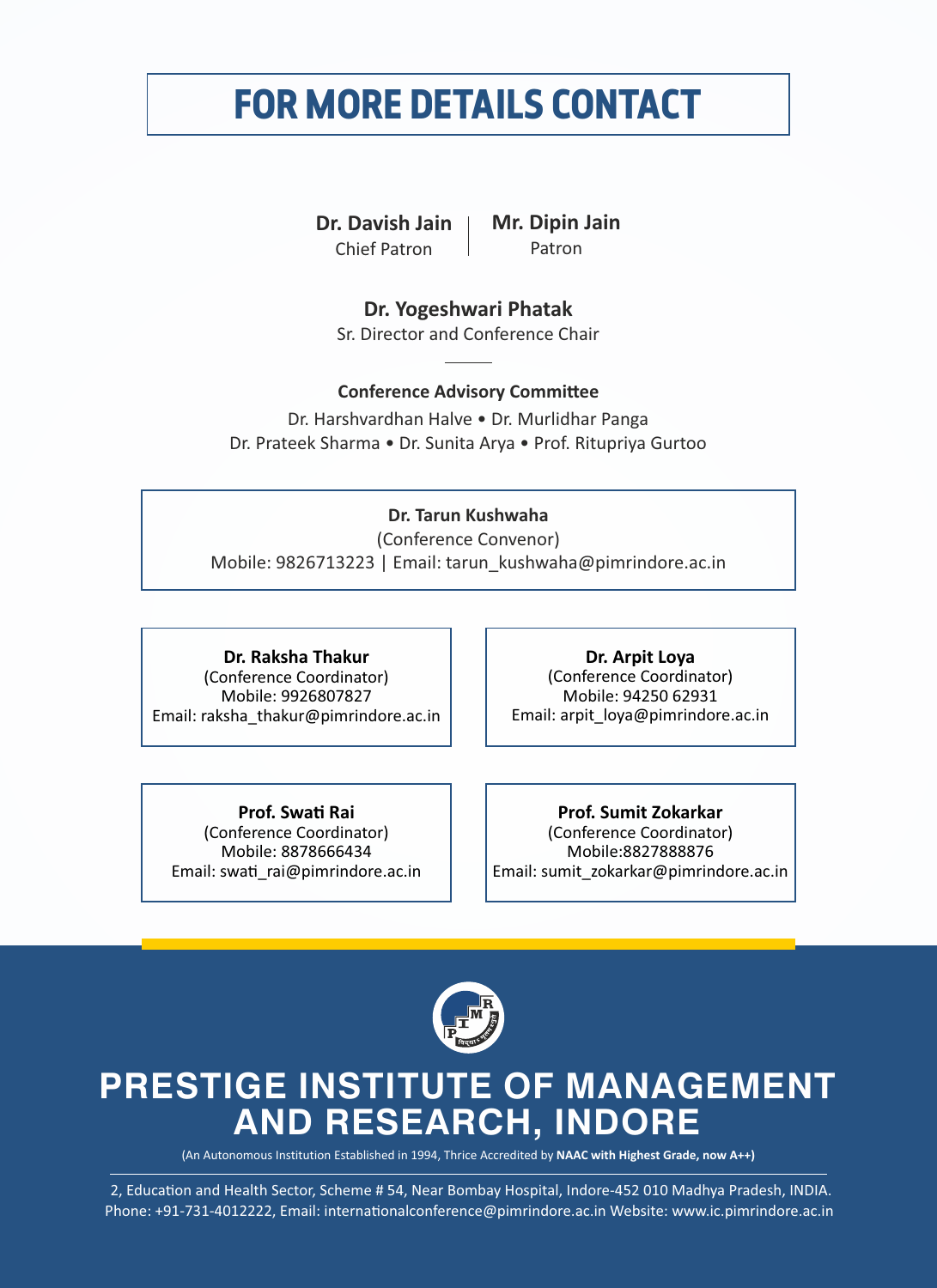# FOR MORE DETAILS CONTACT

**Dr. Davish Jain**
Chief Patron

**Mr. Dipin Jain**
Patron

**Dr. Yogeshwari Phatak**
Sr. Director and Conference Chair

**Conference Advisory Committee**

Dr. Harshvardhan Halve • Dr. Murlidhar Panga
Dr. Prateek Sharma • Dr. Sunita Arya • Prof. Ritupriya Gurtoo

**Dr. Tarun Kushwaha**
(Conference Convenor)
Mobile: 9826713223 | Email: tarun_kushwaha@pimrindore.ac.in

**Dr. Raksha Thakur**
(Conference Coordinator)
Mobile: 9926807827
Email: raksha_thakur@pimrindore.ac.in

**Dr. Arpit Loya**
(Conference Coordinator)
Mobile: 94250 62931
Email: arpit_loya@pimrindore.ac.in

**Prof. Swati Rai**
(Conference Coordinator)
Mobile: 8878666434
Email: swati_rai@pimrindore.ac.in

**Prof. Sumit Zokarkar**
(Conference Coordinator)
Mobile:8827888876
Email: sumit_zokarkar@pimrindore.ac.in

## PRESTIGE INSTITUTE OF MANAGEMENT AND RESEARCH, INDORE

(An Autonomous Institution Established in 1994, Thrice Accredited by **NAAC with Highest Grade, now A++)**

2, Education and Health Sector, Scheme # 54, Near Bombay Hospital, Indore-452 010 Madhya Pradesh, INDIA.
Phone: +91-731-4012222, Email: internationalconference@pimrindore.ac.in Website: www.ic.pimrindore.ac.in